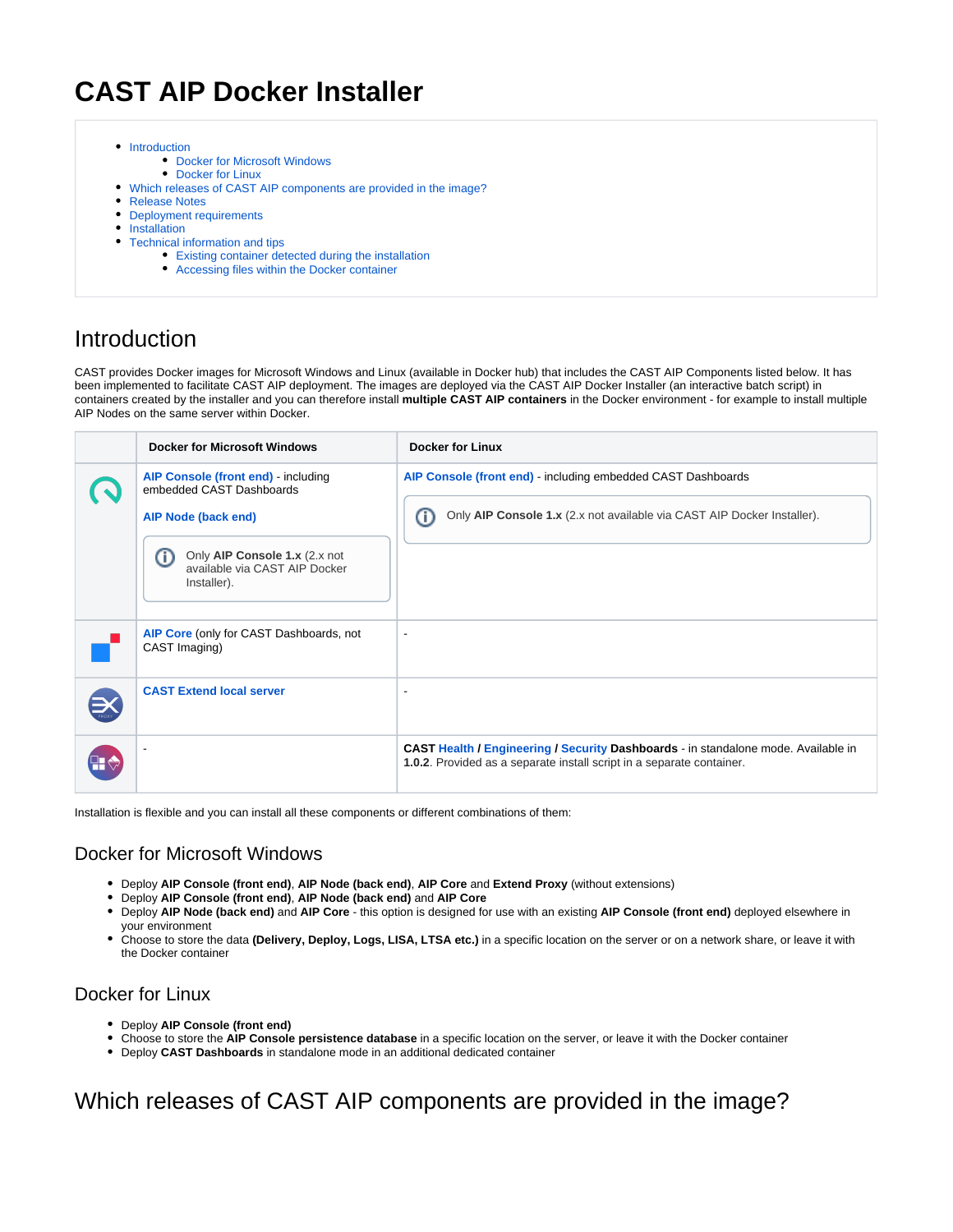# CAST AIP Docker Installer

- Introduction
  - Docker for Microsoft Windows
  - Docker for Linux
- Which releases of CAST AIP components are provided in the image?
- Release Notes
- Deployment requirements
- Installation
- Technical information and tips
  - Existing container detected during the installation
  - Accessing files within the Docker container

## Introduction

CAST provides Docker images for Microsoft Windows and Linux (available in Docker hub) that includes the CAST AIP Components listed below. It has been implemented to facilitate CAST AIP deployment. The images are deployed via the CAST AIP Docker Installer (an interactive batch script) in containers created by the installer and you can therefore install **multiple CAST AIP containers** in the Docker environment - for example to install multiple AIP Nodes on the same server within Docker.

| | Docker for Microsoft Windows | Docker for Linux |
|---|---|---|
| | **AIP Console (front end)** - including embedded CAST Dashboards<br><br>**AIP Node (back end)**<br><br>Only **AIP Console 1.x** (2.x not available via CAST AIP Docker Installer). | **AIP Console (front end)** - including embedded CAST Dashboards<br><br>Only **AIP Console 1.x** (2.x not available via CAST AIP Docker Installer). |
| | **AIP Core** (only for CAST Dashboards, not CAST Imaging) | - |
| | **CAST Extend local server** | - |
| | - | **CAST Health / Engineering / Security Dashboards** - in standalone mode. Available in **1.0.2**. Provided as a separate install script in a separate container. |

Installation is flexible and you can install all these components or different combinations of them:

### Docker for Microsoft Windows

- Deploy **AIP Console (front end)**, **AIP Node (back end)**, **AIP Core** and **Extend Proxy** (without extensions)
- Deploy **AIP Console (front end)**, **AIP Node (back end)** and **AIP Core**
- Deploy **AIP Node (back end)** and **AIP Core** - this option is designed for use with an existing **AIP Console (front end)** deployed elsewhere in your environment
- Choose to store the data **(Delivery, Deploy, Logs, LISA, LTSA etc.)** in a specific location on the server or on a network share, or leave it with the Docker container

### Docker for Linux

- Deploy **AIP Console (front end)**
- Choose to store the **AIP Console persistence database** in a specific location on the server, or leave it with the Docker container
- Deploy **CAST Dashboards** in standalone mode in an additional dedicated container

## Which releases of CAST AIP components are provided in the image?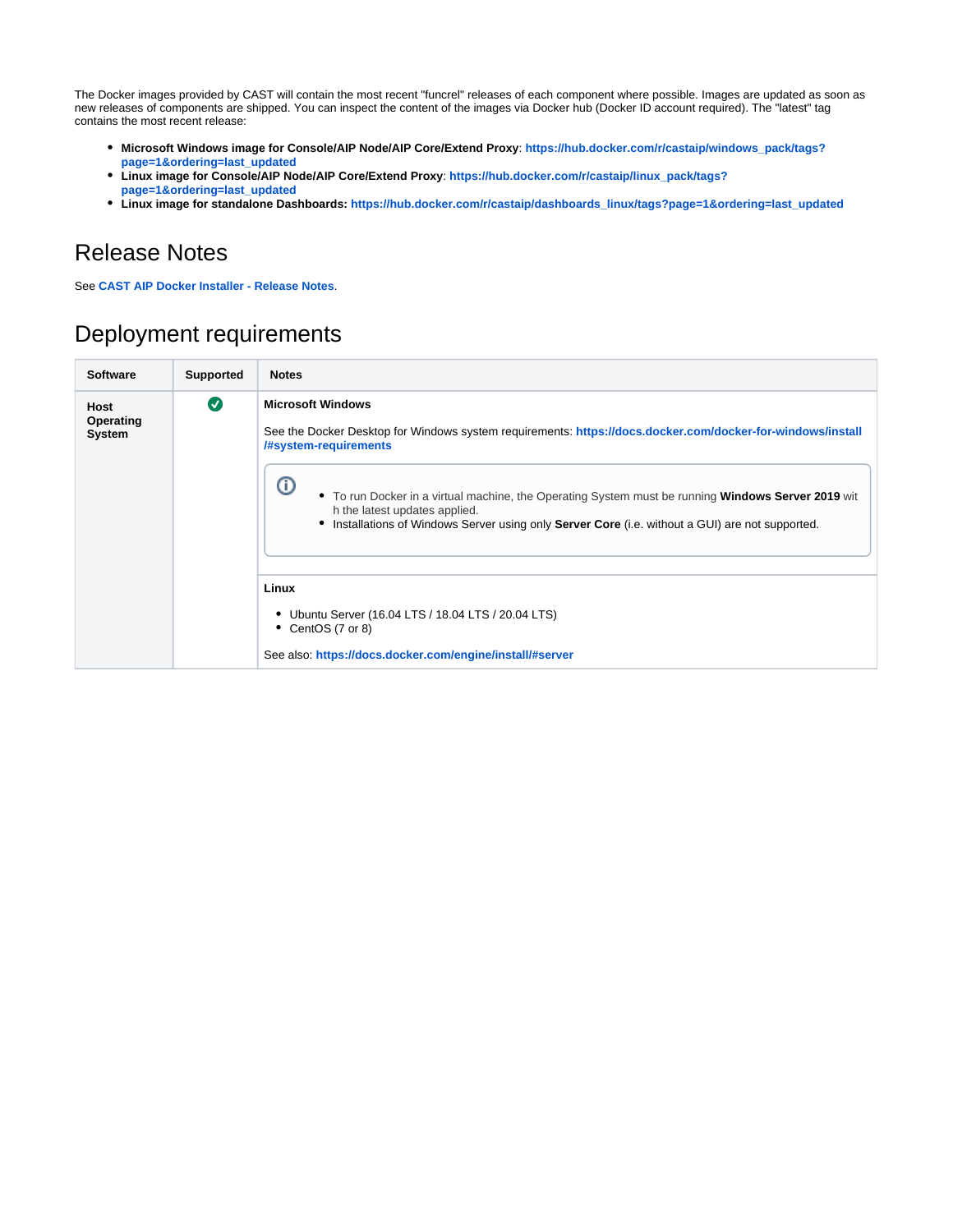The Docker images provided by CAST will contain the most recent "funcrel" releases of each component where possible. Images are updated as soon as new releases of components are shipped. You can inspect the content of the images via Docker hub (Docker ID account required). The "latest" tag contains the most recent release:

- **Microsoft Windows image for Console/AIP Node/AIP Core/Extend Proxy**: **https://hub.docker.com/r/castaip/windows_pack/tags?page=1&ordering=last_updated**
- **Linux image for Console/AIP Node/AIP Core/Extend Proxy**: **https://hub.docker.com/r/castaip/linux_pack/tags?page=1&ordering=last_updated**
- **Linux image for standalone Dashboards: https://hub.docker.com/r/castaip/dashboards_linux/tags?page=1&ordering=last_updated**

## Release Notes

See **CAST AIP Docker Installer - Release Notes**.

## Deployment requirements

| Software | Supported | Notes |
|---|---|---|
| **Host Operating System** | ✅ | **Microsoft Windows**<br><br>See the Docker Desktop for Windows system requirements: **https://docs.docker.com/docker-for-windows/install/#system-requirements**<br><br>ⓘ<br>• To run Docker in a virtual machine, the Operating System must be running **Windows Server 2019** with the latest updates applied.<br>• Installations of Windows Server using only **Server Core** (i.e. without a GUI) are not supported. |
| | | **Linux**<br><br>• Ubuntu Server (16.04 LTS / 18.04 LTS / 20.04 LTS)<br>• CentOS (7 or 8)<br><br>See also: **https://docs.docker.com/engine/install/#server** |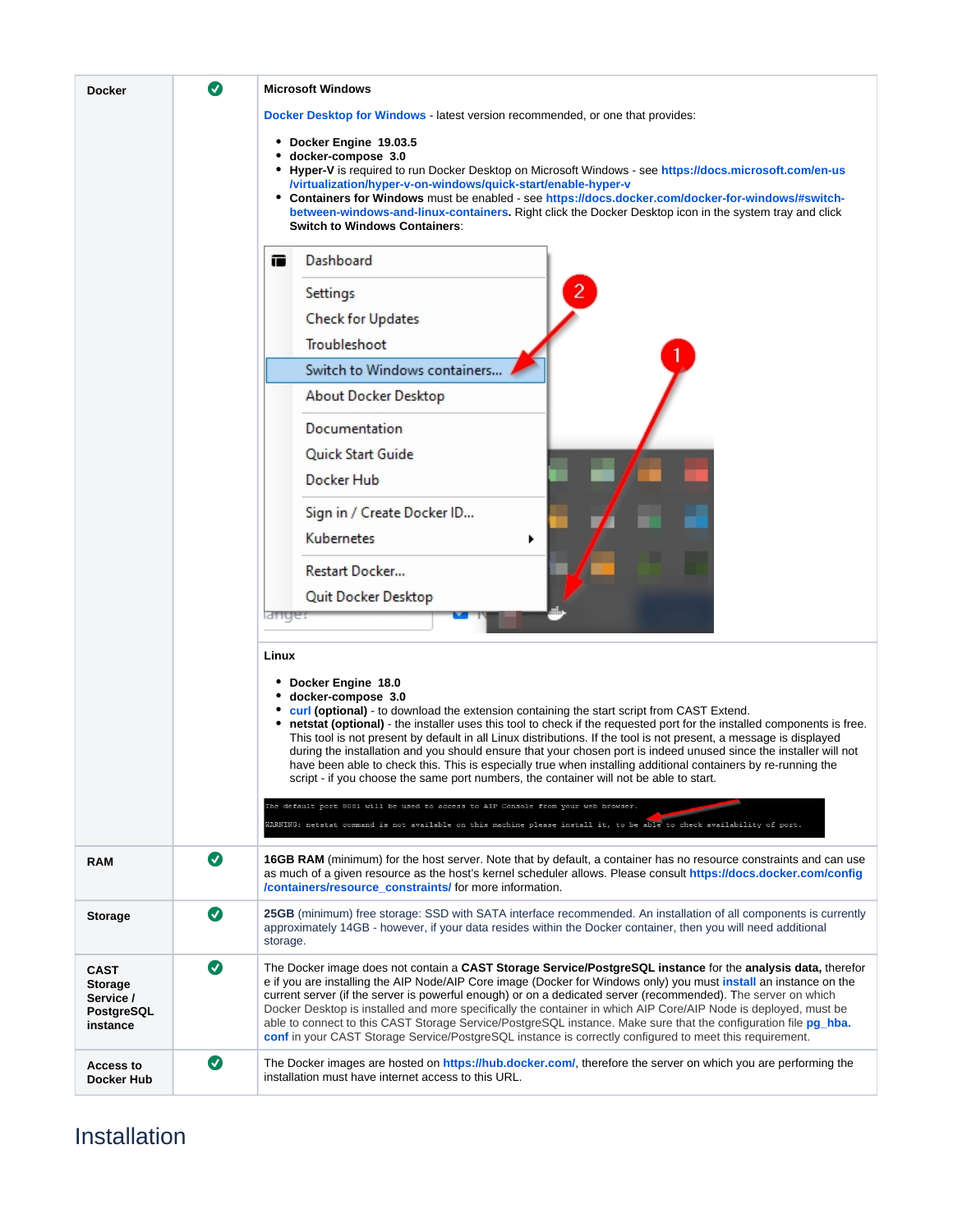| Docker | ✓ | **Microsoft Windows**<br><br>Docker Desktop for Windows - latest version recommended, or one that provides:<br><br>• **Docker Engine 19.03.5**<br>• **docker-compose 3.0**<br>• **Hyper-V** is required to run Docker Desktop on Microsoft Windows - see **https://docs.microsoft.com/en-us/virtualization/hyper-v-on-windows/quick-start/enable-hyper-v**<br>• **Containers for Windows** must be enabled - see **https://docs.docker.com/docker-for-windows/#switch-between-windows-and-linux-containers.** Right click the Docker Desktop icon in the system tray and click **Switch to Windows Containers**: |
|---|---|---|
| | | **Linux**<br><br>• **Docker Engine 18.0**<br>• **docker-compose 3.0**<br>• **curl (optional)** - to download the extension containing the start script from CAST Extend.<br>• **netstat (optional)** - the installer uses this tool to check if the requested port for the installed components is free. This tool is not present by default in all Linux distributions. If the tool is not present, a message is displayed during the installation and you should ensure that your chosen port is indeed unused since the installer will not have been able to check this. This is especially true when installing additional containers by re-running the script - if you choose the same port numbers, the container will not be able to start.<br><br>`The default port 8081 will be used to access to AIP Console from your web browser.`<br>`WARNING: netstat command is not available on this machine please install it, to be able to check availability of port.` |
| RAM | ✓ | **16GB RAM** (minimum) for the host server. Note that by default, a container has no resource constraints and can use as much of a given resource as the host's kernel scheduler allows. Please consult **https://docs.docker.com/config/containers/resource_constraints/** for more information. |
| Storage | ✓ | **25GB** (minimum) free storage: SSD with SATA interface recommended. An installation of all components is currently approximately 14GB - however, if your data resides within the Docker container, then you will need additional storage. |
| CAST Storage Service / PostgreSQL instance | ✓ | The Docker image does not contain a **CAST Storage Service/PostgreSQL instance** for the **analysis data,** therefore if you are installing the AIP Node/AIP Core image (Docker for Windows only) you must **install** an instance on the current server (if the server is powerful enough) or on a dedicated server (recommended). The server on which Docker Desktop is installed and more specifically the container in which AIP Core/AIP Node is deployed, must be able to connect to this CAST Storage Service/PostgreSQL instance. Make sure that the configuration file **pg_hba.conf** in your CAST Storage Service/PostgreSQL instance is correctly configured to meet this requirement. |
| Access to Docker Hub | ✓ | The Docker images are hosted on **https://hub.docker.com/**, therefore the server on which you are performing the installation must have internet access to this URL. |

# Installation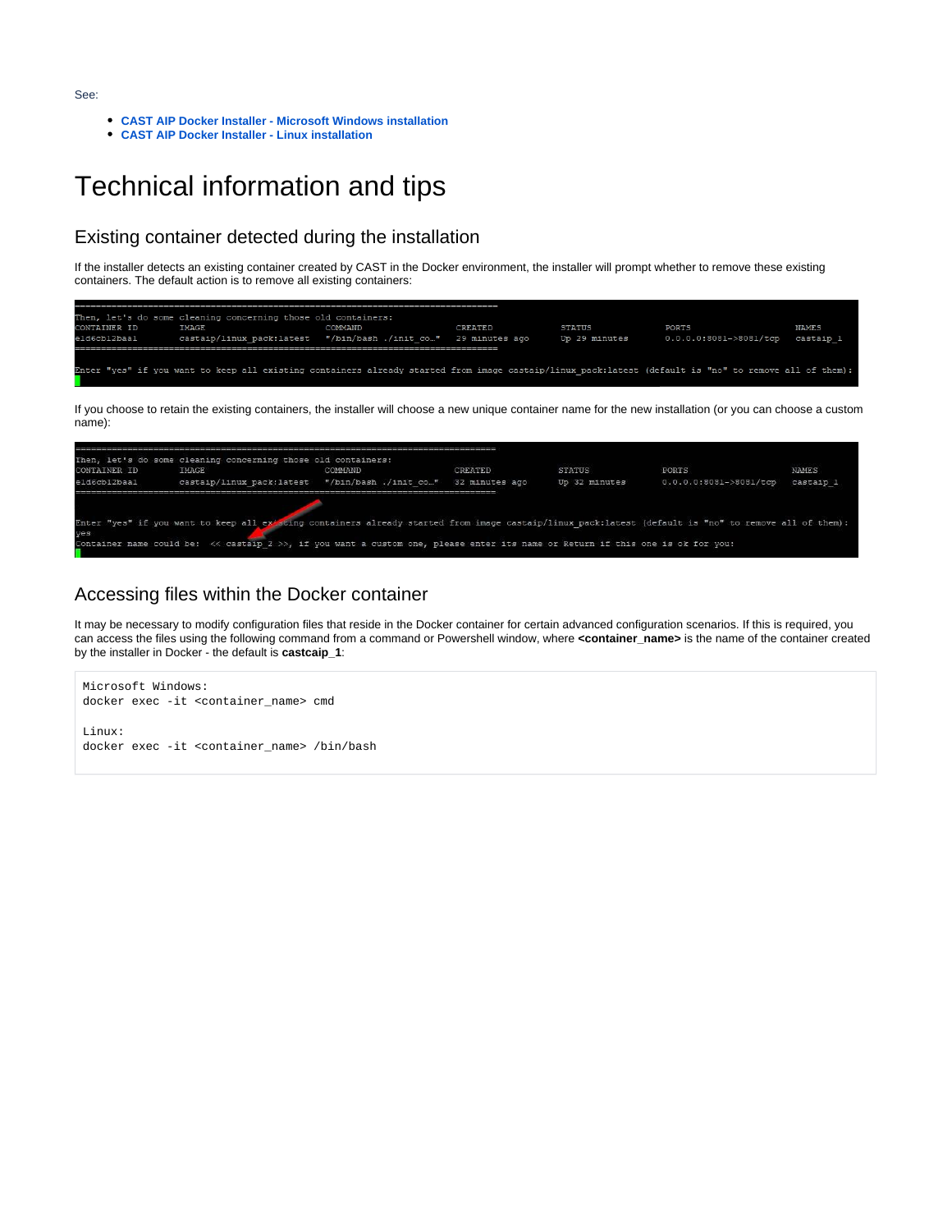See:

- **CAST AIP Docker Installer - Microsoft Windows installation**
- **CAST AIP Docker Installer - Linux installation**

# Technical information and tips

## Existing container detected during the installation

If the installer detects an existing container created by CAST in the Docker environment, the installer will prompt whether to remove these existing containers. The default action is to remove all existing containers:

```
================================================================================
Then, let's do some cleaning concerning those old containers:
CONTAINER ID        IMAGE                     COMMAND                  CREATED             STATUS              PORTS                    NAMES
e1d6cb12baa1        castaip/linux_pack:latest   "/bin/bash ./init_co…"   29 minutes ago      Up 29 minutes       0.0.0.0:8081->8081/tcp   castaip_1
================================================================================

Enter "yes" if you want to keep all existing containers already started from image castaip/linux_pack:latest (default is "no" to remove all of them):
```

If you choose to retain the existing containers, the installer will choose a new unique container name for the new installation (or you can choose a custom name):

```
================================================================================
Then, let's do some cleaning concerning those old containers:
CONTAINER ID        IMAGE                     COMMAND                  CREATED             STATUS              PORTS                    NAMES
e1d6cb12baa1        castaip/linux_pack:latest   "/bin/bash ./init_co…"   32 minutes ago      Up 32 minutes       0.0.0.0:8081->8081/tcp   castaip_1
================================================================================

Enter "yes" if you want to keep all existing containers already started from image castaip/linux_pack:latest (default is "no" to remove all of them):
yes
Container name could be:  << castaip_2 >>, if you want a custom one, please enter its name or Return if this one is ok for you:
```

## Accessing files within the Docker container

It may be necessary to modify configuration files that reside in the Docker container for certain advanced configuration scenarios. If this is required, you can access the files using the following command from a command or Powershell window, where **<container_name>** is the name of the container created by the installer in Docker - the default is **castcaip_1**:

```
Microsoft Windows:
docker exec -it <container_name> cmd

Linux:
docker exec -it <container_name> /bin/bash
```